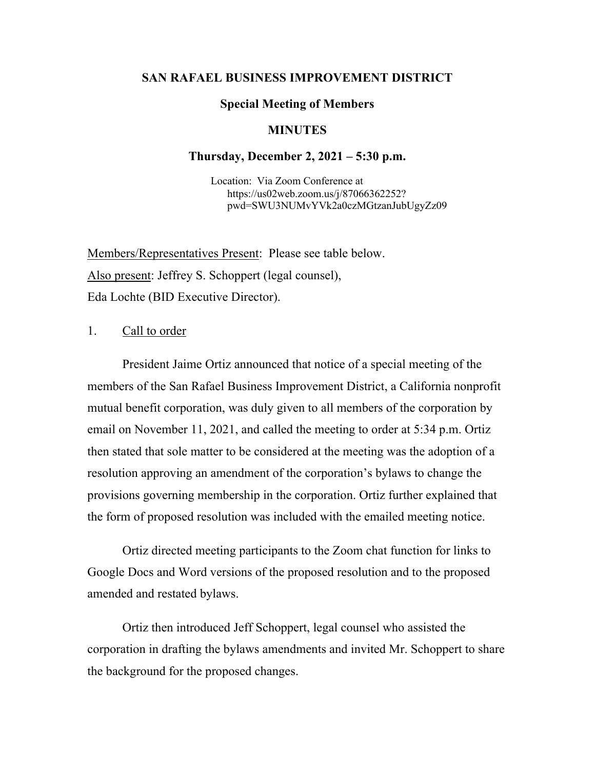# SAN RAFAEL BUSINESS IMPROVEMENT DISTRICT

## Special Meeting of Members

## MINUTES

## Thursday, December 2, 2021 – 5:30 p.m.

Location: Via Zoom Conference at https://us02web.zoom.us/j/87066362252?pwd=SWU3NUMvYVk2a0czMGtzanJubUgyZz09

Members/Representatives Present: Please see table below.

Also present: Jeffrey S. Schoppert (legal counsel), Eda Lochte (BID Executive Director).

1. Call to order

President Jaime Ortiz announced that notice of a special meeting of the members of the San Rafael Business Improvement District, a California nonprofit mutual benefit corporation, was duly given to all members of the corporation by email on November 11, 2021, and called the meeting to order at 5:34 p.m. Ortiz then stated that sole matter to be considered at the meeting was the adoption of a resolution approving an amendment of the corporation's bylaws to change the provisions governing membership in the corporation. Ortiz further explained that the form of proposed resolution was included with the emailed meeting notice.

Ortiz directed meeting participants to the Zoom chat function for links to Google Docs and Word versions of the proposed resolution and to the proposed amended and restated bylaws.

Ortiz then introduced Jeff Schoppert, legal counsel who assisted the corporation in drafting the bylaws amendments and invited Mr. Schoppert to share the background for the proposed changes.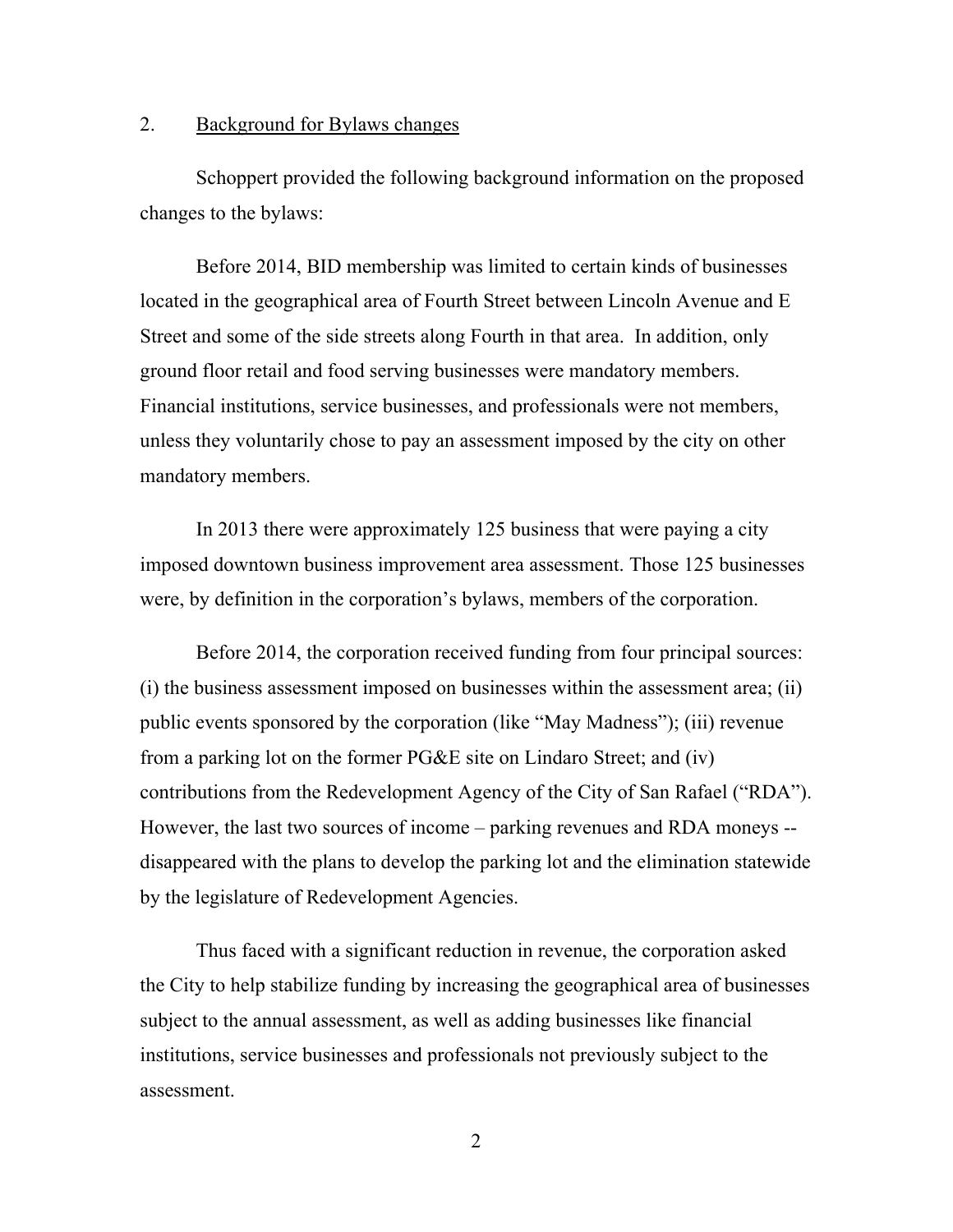2. <u>Background for Bylaws changes</u>

Schoppert provided the following background information on the proposed changes to the bylaws:

Before 2014, BID membership was limited to certain kinds of businesses located in the geographical area of Fourth Street between Lincoln Avenue and E Street and some of the side streets along Fourth in that area. In addition, only ground floor retail and food serving businesses were mandatory members. Financial institutions, service businesses, and professionals were not members, unless they voluntarily chose to pay an assessment imposed by the city on other mandatory members.

In 2013 there were approximately 125 business that were paying a city imposed downtown business improvement area assessment. Those 125 businesses were, by definition in the corporation's bylaws, members of the corporation.

Before 2014, the corporation received funding from four principal sources: (i) the business assessment imposed on businesses within the assessment area; (ii) public events sponsored by the corporation (like "May Madness"); (iii) revenue from a parking lot on the former PG&E site on Lindaro Street; and (iv) contributions from the Redevelopment Agency of the City of San Rafael ("RDA"). However, the last two sources of income – parking revenues and RDA moneys -- disappeared with the plans to develop the parking lot and the elimination statewide by the legislature of Redevelopment Agencies.

Thus faced with a significant reduction in revenue, the corporation asked the City to help stabilize funding by increasing the geographical area of businesses subject to the annual assessment, as well as adding businesses like financial institutions, service businesses and professionals not previously subject to the assessment.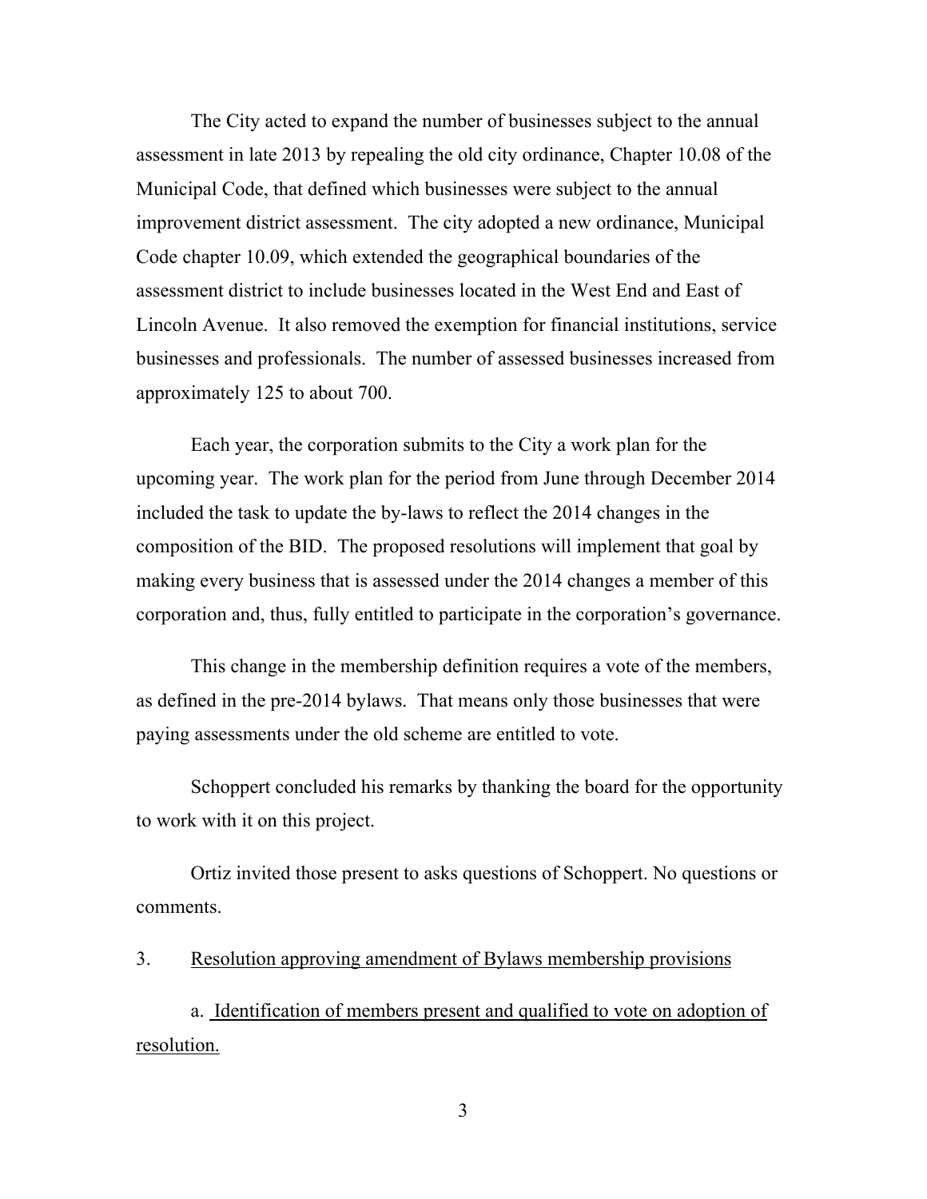The City acted to expand the number of businesses subject to the annual assessment in late 2013 by repealing the old city ordinance, Chapter 10.08 of the Municipal Code, that defined which businesses were subject to the annual improvement district assessment. The city adopted a new ordinance, Municipal Code chapter 10.09, which extended the geographical boundaries of the assessment district to include businesses located in the West End and East of Lincoln Avenue. It also removed the exemption for financial institutions, service businesses and professionals. The number of assessed businesses increased from approximately 125 to about 700.

Each year, the corporation submits to the City a work plan for the upcoming year. The work plan for the period from June through December 2014 included the task to update the by-laws to reflect the 2014 changes in the composition of the BID. The proposed resolutions will implement that goal by making every business that is assessed under the 2014 changes a member of this corporation and, thus, fully entitled to participate in the corporation's governance.

This change in the membership definition requires a vote of the members, as defined in the pre-2014 bylaws. That means only those businesses that were paying assessments under the old scheme are entitled to vote.

Schoppert concluded his remarks by thanking the board for the opportunity to work with it on this project.

Ortiz invited those present to asks questions of Schoppert. No questions or comments.

3. <u>Resolution approving amendment of Bylaws membership provisions</u>

a. <u>Identification of members present and qualified to vote on adoption of resolution.</u>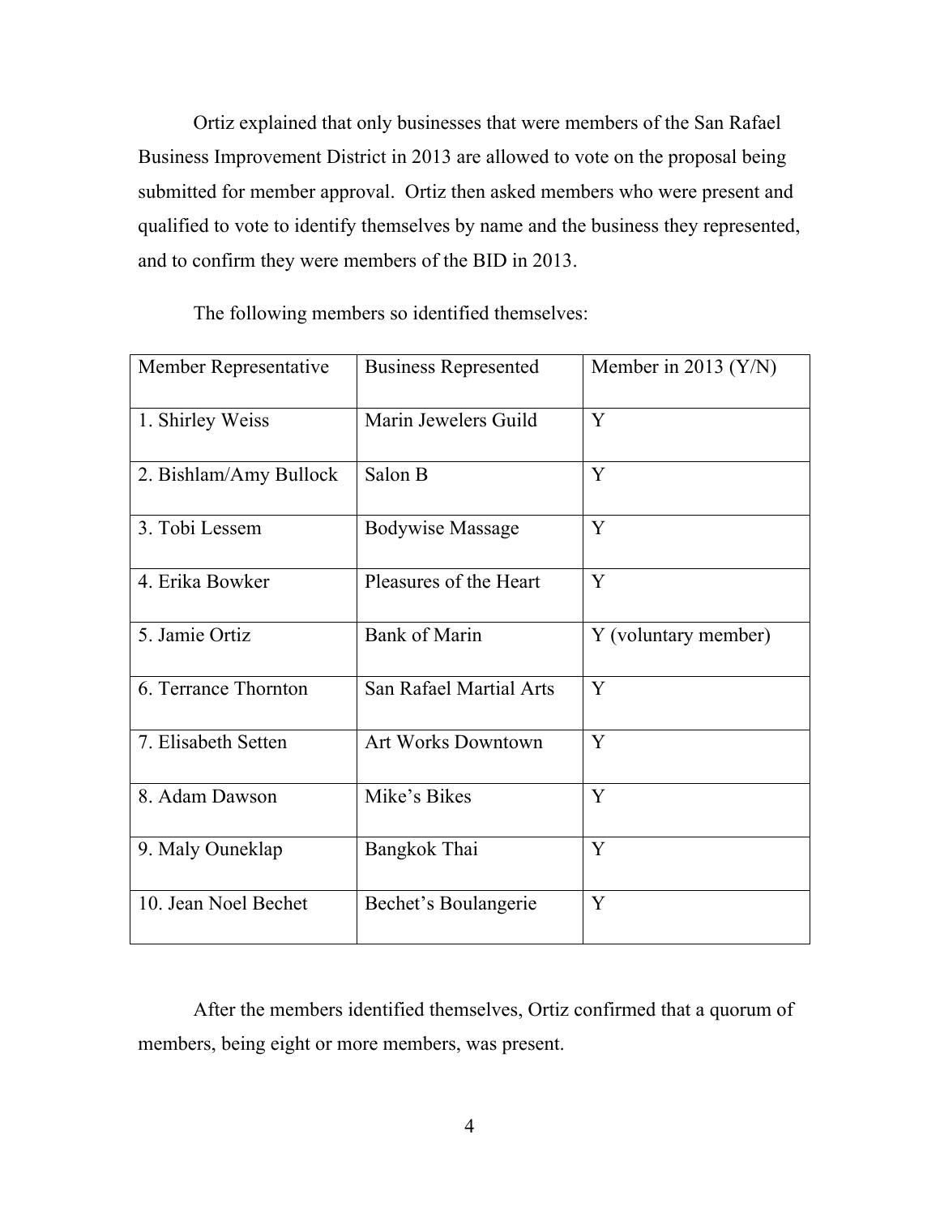Ortiz explained that only businesses that were members of the San Rafael Business Improvement District in 2013 are allowed to vote on the proposal being submitted for member approval. Ortiz then asked members who were present and qualified to vote to identify themselves by name and the business they represented, and to confirm they were members of the BID in 2013.

The following members so identified themselves:

| Member Representative | Business Represented | Member in 2013 (Y/N) |
|---|---|---|
| 1. Shirley Weiss | Marin Jewelers Guild | Y |
| 2. Bishlam/Amy Bullock | Salon B | Y |
| 3. Tobi Lessem | Bodywise Massage | Y |
| 4. Erika Bowker | Pleasures of the Heart | Y |
| 5. Jamie Ortiz | Bank of Marin | Y (voluntary member) |
| 6. Terrance Thornton | San Rafael Martial Arts | Y |
| 7. Elisabeth Setten | Art Works Downtown | Y |
| 8. Adam Dawson | Mike's Bikes | Y |
| 9. Maly Ouneklap | Bangkok Thai | Y |
| 10. Jean Noel Bechet | Bechet's Boulangerie | Y |

After the members identified themselves, Ortiz confirmed that a quorum of members, being eight or more members, was present.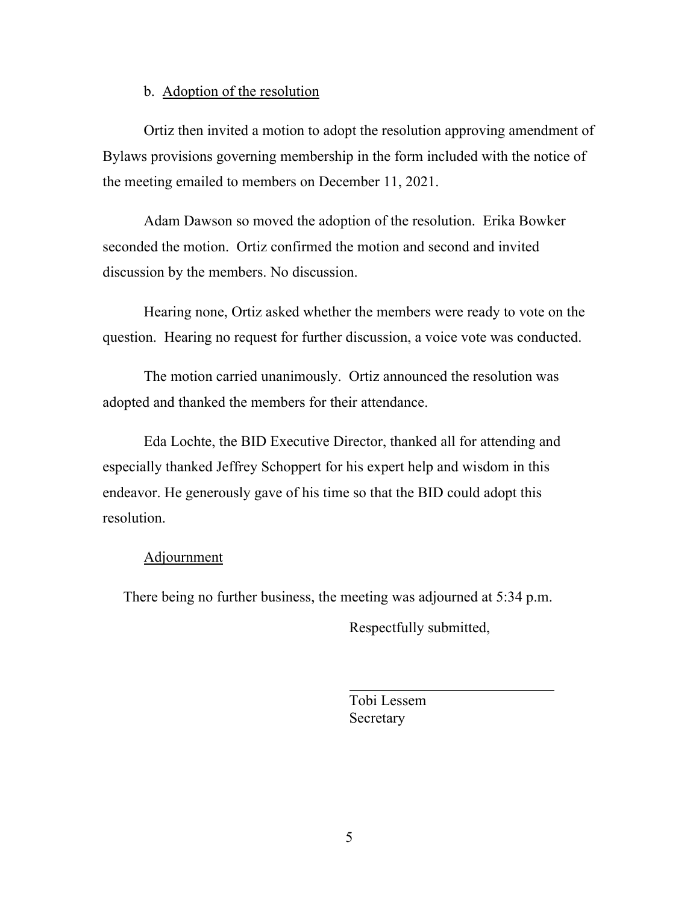b. Adoption of the resolution

Ortiz then invited a motion to adopt the resolution approving amendment of Bylaws provisions governing membership in the form included with the notice of the meeting emailed to members on December 11, 2021.

Adam Dawson so moved the adoption of the resolution. Erika Bowker seconded the motion. Ortiz confirmed the motion and second and invited discussion by the members. No discussion.

Hearing none, Ortiz asked whether the members were ready to vote on the question. Hearing no request for further discussion, a voice vote was conducted.

The motion carried unanimously. Ortiz announced the resolution was adopted and thanked the members for their attendance.

Eda Lochte, the BID Executive Director, thanked all for attending and especially thanked Jeffrey Schoppert for his expert help and wisdom in this endeavor. He generously gave of his time so that the BID could adopt this resolution.

Adjournment

There being no further business, the meeting was adjourned at 5:34 p.m.

Respectfully submitted,

\_\_\_\_\_\_\_\_\_\_\_\_\_\_\_\_\_\_\_\_\_\_\_\_\_\_\_\_\_\_

Tobi Lessem
Secretary